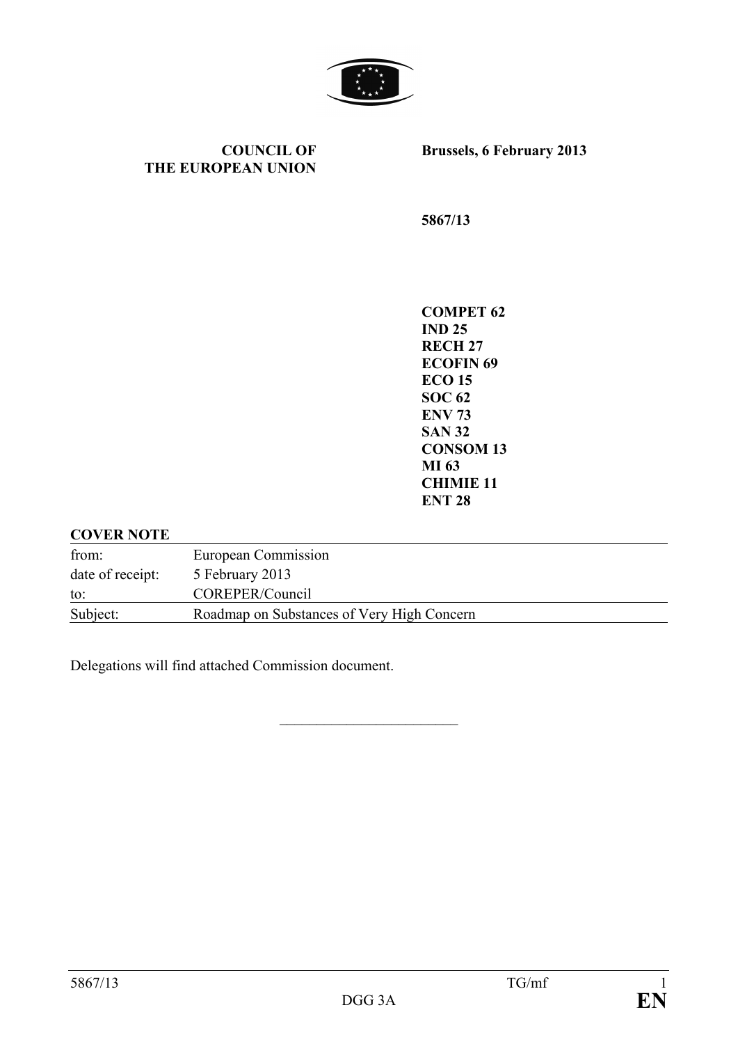**COUNCIL OF THE EUROPEAN UNION**

**Brussels, 6 February 2013**

**5867/13**

**COMPET 62**
**IND 25**
**RECH 27**
**ECOFIN 69**
**ECO 15**
**SOC 62**
**ENV 73**
**SAN 32**
**CONSOM 13**
**MI 63**
**CHIMIE 11**
**ENT 28**

**COVER NOTE**

| | |
|---|---|
| from: | European Commission |
| date of receipt: | 5 February 2013 |
| to: | COREPER/Council |
| Subject: | Roadmap on Substances of Very High Concern |

Delegations will find attached Commission document.

\_\_\_\_\_\_\_\_\_\_\_\_\_\_\_\_\_\_\_\_\_\_\_\_

5867/13 TG/mf
DGG 3A **EN**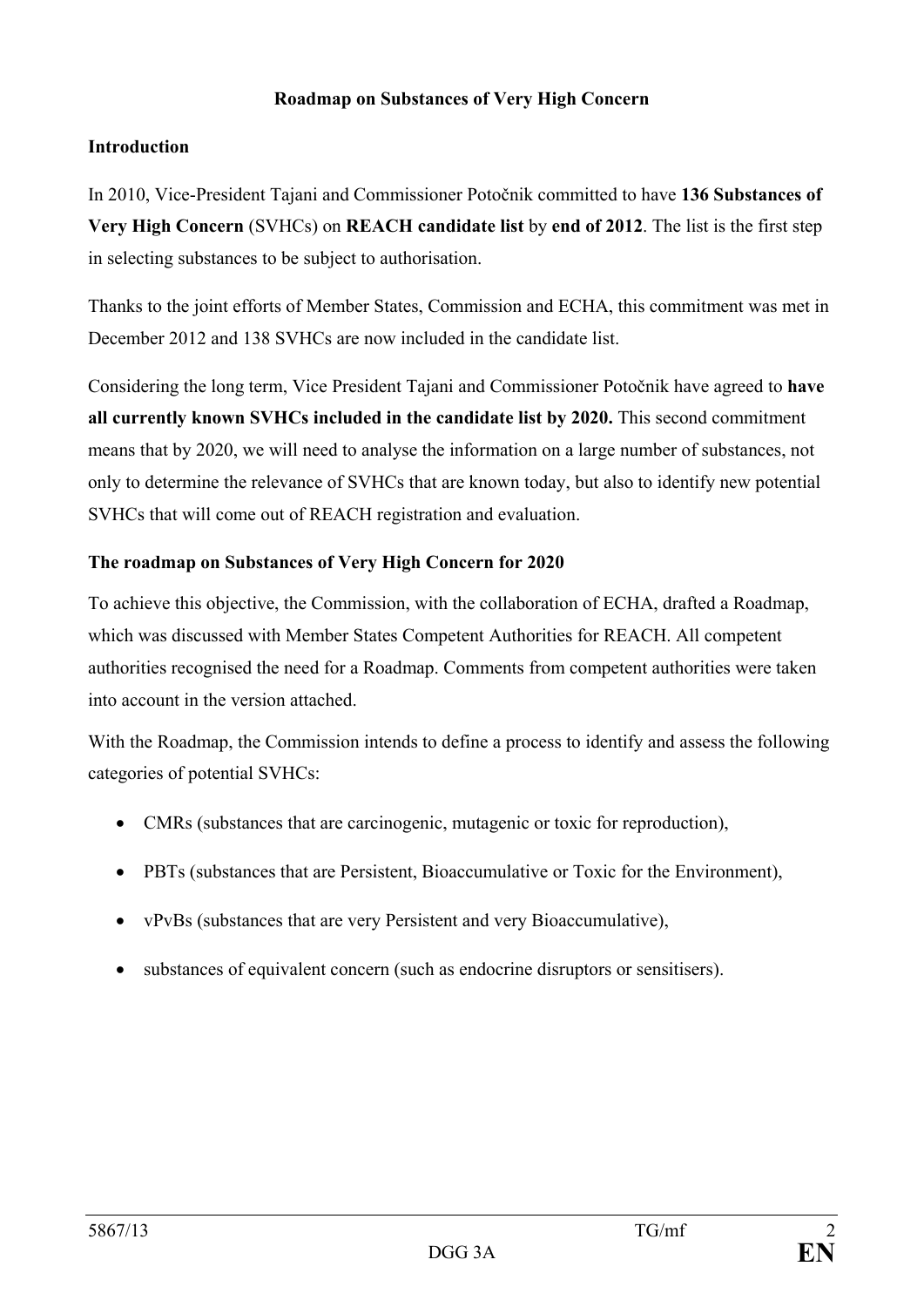**Roadmap on Substances of Very High Concern**

**Introduction**

In 2010, Vice-President Tajani and Commissioner Potočnik committed to have **136 Substances of Very High Concern** (SVHCs) on **REACH candidate list** by **end of 2012**. The list is the first step in selecting substances to be subject to authorisation.

Thanks to the joint efforts of Member States, Commission and ECHA, this commitment was met in December 2012 and 138 SVHCs are now included in the candidate list.

Considering the long term, Vice President Tajani and Commissioner Potočnik have agreed to **have all currently known SVHCs included in the candidate list by 2020.** This second commitment means that by 2020, we will need to analyse the information on a large number of substances, not only to determine the relevance of SVHCs that are known today, but also to identify new potential SVHCs that will come out of REACH registration and evaluation.

**The roadmap on Substances of Very High Concern for 2020**

To achieve this objective, the Commission, with the collaboration of ECHA, drafted a Roadmap, which was discussed with Member States Competent Authorities for REACH. All competent authorities recognised the need for a Roadmap. Comments from competent authorities were taken into account in the version attached.

With the Roadmap, the Commission intends to define a process to identify and assess the following categories of potential SVHCs:

- CMRs (substances that are carcinogenic, mutagenic or toxic for reproduction),
- PBTs (substances that are Persistent, Bioaccumulative or Toxic for the Environment),
- vPvBs (substances that are very Persistent and very Bioaccumulative),
- substances of equivalent concern (such as endocrine disruptors or sensitisers).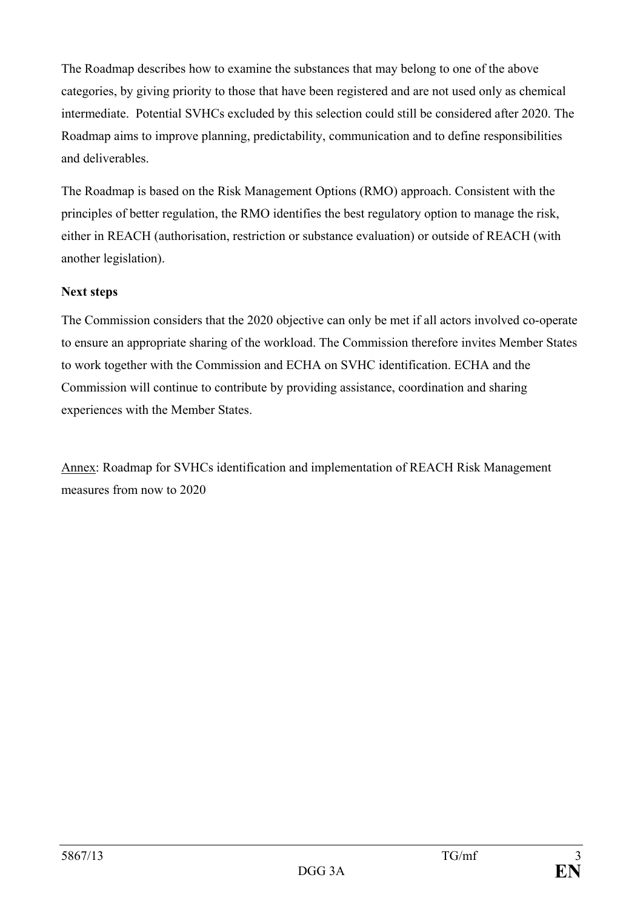The Roadmap describes how to examine the substances that may belong to one of the above categories, by giving priority to those that have been registered and are not used only as chemical intermediate. Potential SVHCs excluded by this selection could still be considered after 2020. The Roadmap aims to improve planning, predictability, communication and to define responsibilities and deliverables.

The Roadmap is based on the Risk Management Options (RMO) approach. Consistent with the principles of better regulation, the RMO identifies the best regulatory option to manage the risk, either in REACH (authorisation, restriction or substance evaluation) or outside of REACH (with another legislation).

**Next steps**

The Commission considers that the 2020 objective can only be met if all actors involved co-operate to ensure an appropriate sharing of the workload. The Commission therefore invites Member States to work together with the Commission and ECHA on SVHC identification. ECHA and the Commission will continue to contribute by providing assistance, coordination and sharing experiences with the Member States.

Annex: Roadmap for SVHCs identification and implementation of REACH Risk Management measures from now to 2020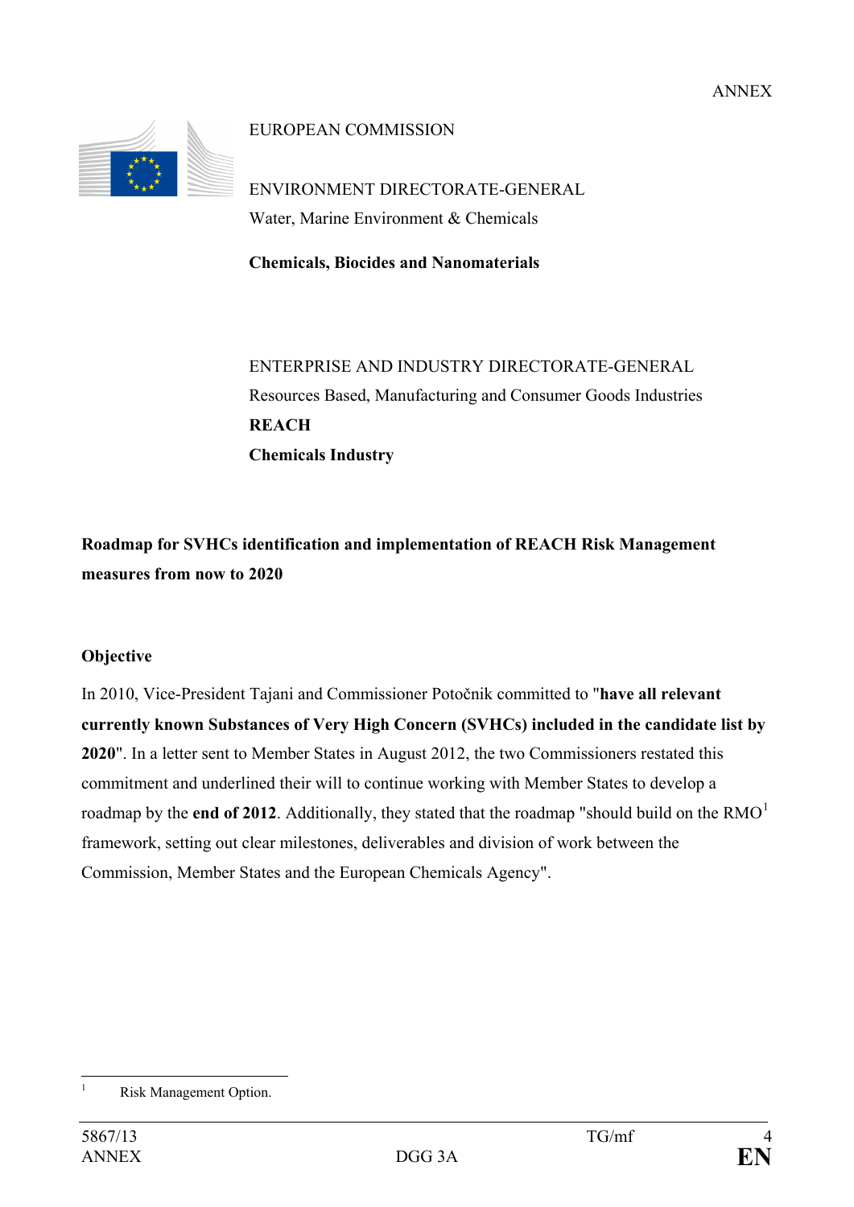ANNEX

EUROPEAN COMMISSION

ENVIRONMENT DIRECTORATE-GENERAL
Water, Marine Environment & Chemicals

**Chemicals, Biocides and Nanomaterials**

ENTERPRISE AND INDUSTRY DIRECTORATE-GENERAL
Resources Based, Manufacturing and Consumer Goods Industries
**REACH**
**Chemicals Industry**

**Roadmap for SVHCs identification and implementation of REACH Risk Management measures from now to 2020**

**Objective**

In 2010, Vice-President Tajani and Commissioner Potočnik committed to "**have all relevant currently known Substances of Very High Concern (SVHCs) included in the candidate list by 2020**". In a letter sent to Member States in August 2012, the two Commissioners restated this commitment and underlined their will to continue working with Member States to develop a roadmap by the **end of 2012**. Additionally, they stated that the roadmap "should build on the RMO[1] framework, setting out clear milestones, deliverables and division of work between the Commission, Member States and the European Chemicals Agency".

---

[1] Risk Management Option.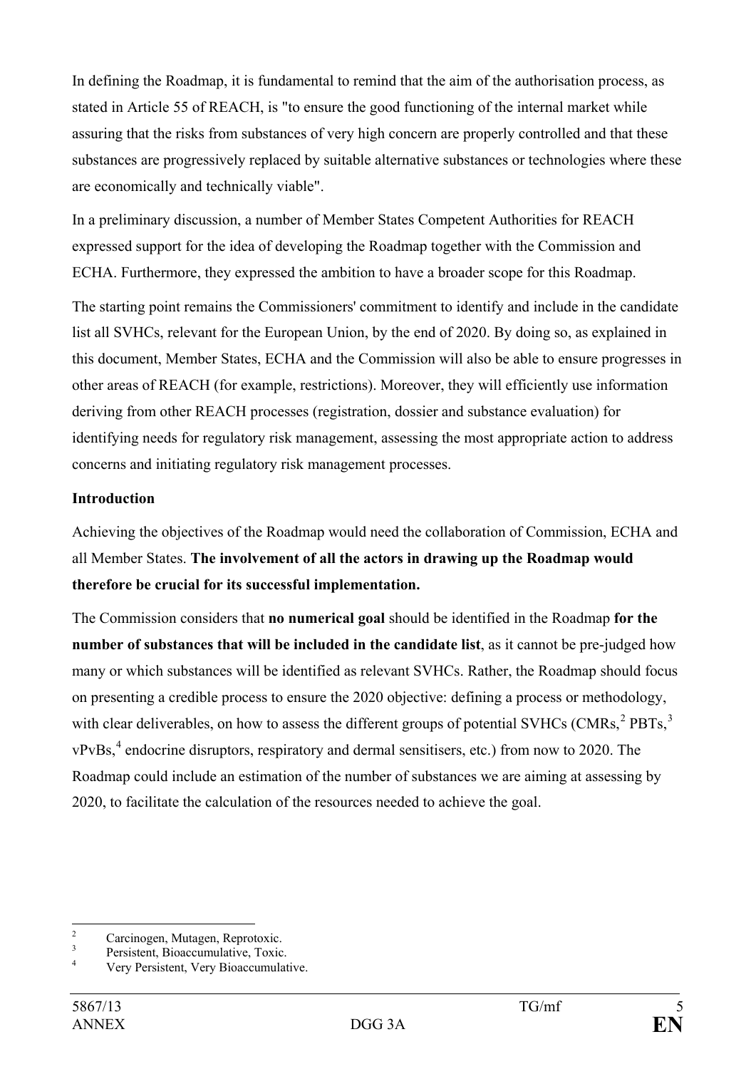In defining the Roadmap, it is fundamental to remind that the aim of the authorisation process, as stated in Article 55 of REACH, is "to ensure the good functioning of the internal market while assuring that the risks from substances of very high concern are properly controlled and that these substances are progressively replaced by suitable alternative substances or technologies where these are economically and technically viable".

In a preliminary discussion, a number of Member States Competent Authorities for REACH expressed support for the idea of developing the Roadmap together with the Commission and ECHA. Furthermore, they expressed the ambition to have a broader scope for this Roadmap.

The starting point remains the Commissioners' commitment to identify and include in the candidate list all SVHCs, relevant for the European Union, by the end of 2020. By doing so, as explained in this document, Member States, ECHA and the Commission will also be able to ensure progresses in other areas of REACH (for example, restrictions). Moreover, they will efficiently use information deriving from other REACH processes (registration, dossier and substance evaluation) for identifying needs for regulatory risk management, assessing the most appropriate action to address concerns and initiating regulatory risk management processes.

**Introduction**

Achieving the objectives of the Roadmap would need the collaboration of Commission, ECHA and all Member States. **The involvement of all the actors in drawing up the Roadmap would therefore be crucial for its successful implementation.**

The Commission considers that **no numerical goal** should be identified in the Roadmap **for the number of substances that will be included in the candidate list**, as it cannot be pre-judged how many or which substances will be identified as relevant SVHCs. Rather, the Roadmap should focus on presenting a credible process to ensure the 2020 objective: defining a process or methodology, with clear deliverables, on how to assess the different groups of potential SVHCs (CMRs,[2] PBTs,[3] vPvBs,[4] endocrine disruptors, respiratory and dermal sensitisers, etc.) from now to 2020. The Roadmap could include an estimation of the number of substances we are aiming at assessing by 2020, to facilitate the calculation of the resources needed to achieve the goal.

---

[2] Carcinogen, Mutagen, Reprotoxic.

[3] Persistent, Bioaccumulative, Toxic.

[4] Very Persistent, Very Bioaccumulative.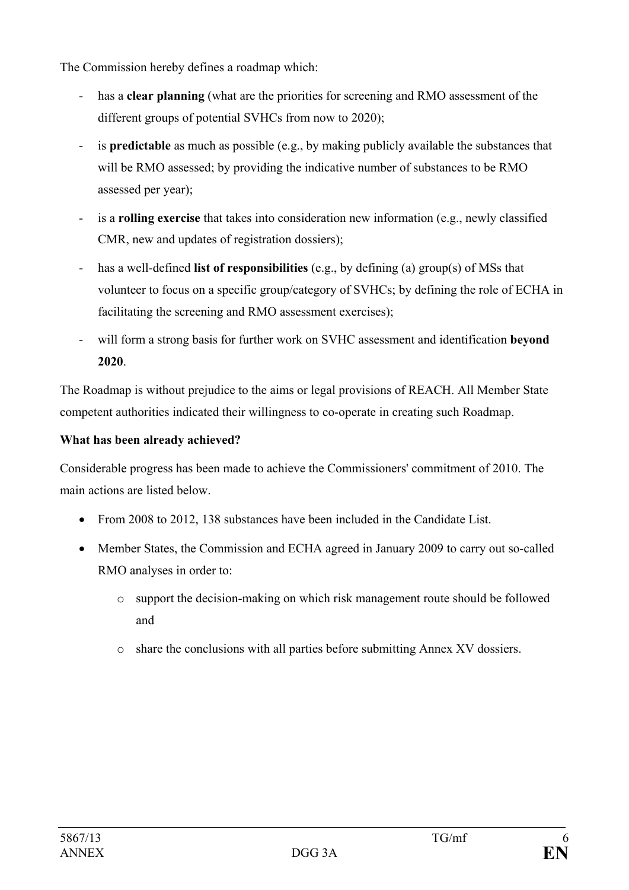The Commission hereby defines a roadmap which:

- has a **clear planning** (what are the priorities for screening and RMO assessment of the different groups of potential SVHCs from now to 2020);
- is **predictable** as much as possible (e.g., by making publicly available the substances that will be RMO assessed; by providing the indicative number of substances to be RMO assessed per year);
- is a **rolling exercise** that takes into consideration new information (e.g., newly classified CMR, new and updates of registration dossiers);
- has a well-defined **list of responsibilities** (e.g., by defining (a) group(s) of MSs that volunteer to focus on a specific group/category of SVHCs; by defining the role of ECHA in facilitating the screening and RMO assessment exercises);
- will form a strong basis for further work on SVHC assessment and identification **beyond 2020**.

The Roadmap is without prejudice to the aims or legal provisions of REACH. All Member State competent authorities indicated their willingness to co-operate in creating such Roadmap.

**What has been already achieved?**

Considerable progress has been made to achieve the Commissioners' commitment of 2010. The main actions are listed below.

- From 2008 to 2012, 138 substances have been included in the Candidate List.
- Member States, the Commission and ECHA agreed in January 2009 to carry out so-called RMO analyses in order to:
  - support the decision-making on which risk management route should be followed and
  - share the conclusions with all parties before submitting Annex XV dossiers.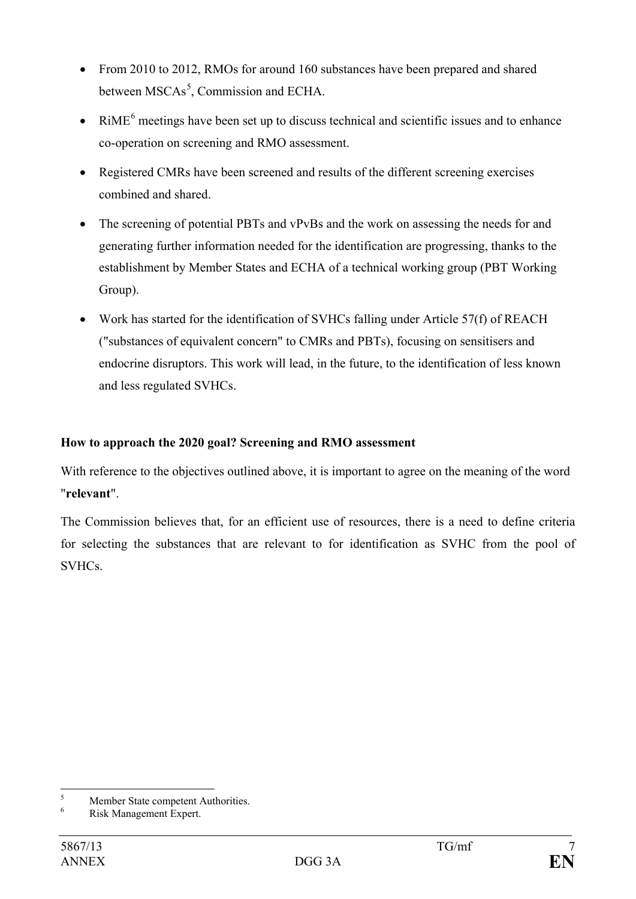- From 2010 to 2012, RMOs for around 160 substances have been prepared and shared between MSCAs[5], Commission and ECHA.
- RiME[6] meetings have been set up to discuss technical and scientific issues and to enhance co-operation on screening and RMO assessment.
- Registered CMRs have been screened and results of the different screening exercises combined and shared.
- The screening of potential PBTs and vPvBs and the work on assessing the needs for and generating further information needed for the identification are progressing, thanks to the establishment by Member States and ECHA of a technical working group (PBT Working Group).
- Work has started for the identification of SVHCs falling under Article 57(f) of REACH ("substances of equivalent concern" to CMRs and PBTs), focusing on sensitisers and endocrine disruptors. This work will lead, in the future, to the identification of less known and less regulated SVHCs.

**How to approach the 2020 goal? Screening and RMO assessment**

With reference to the objectives outlined above, it is important to agree on the meaning of the word "**relevant**".

The Commission believes that, for an efficient use of resources, there is a need to define criteria for selecting the substances that are relevant to for identification as SVHC from the pool of SVHCs.

[5] Member State competent Authorities.

[6] Risk Management Expert.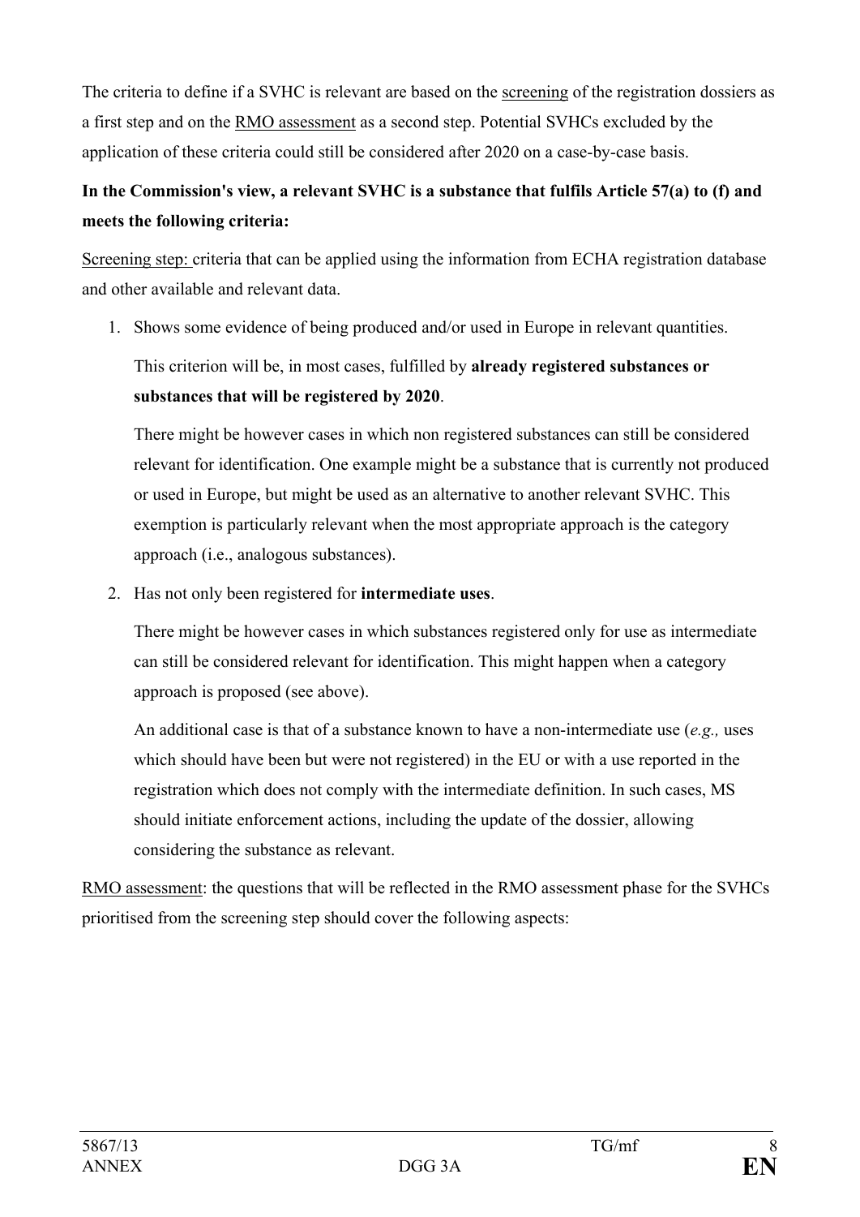The criteria to define if a SVHC is relevant are based on the screening of the registration dossiers as a first step and on the RMO assessment as a second step. Potential SVHCs excluded by the application of these criteria could still be considered after 2020 on a case-by-case basis.

**In the Commission's view, a relevant SVHC is a substance that fulfils Article 57(a) to (f) and meets the following criteria:**

Screening step: criteria that can be applied using the information from ECHA registration database and other available and relevant data.

1. Shows some evidence of being produced and/or used in Europe in relevant quantities.

   This criterion will be, in most cases, fulfilled by **already registered substances or substances that will be registered by 2020**.

   There might be however cases in which non registered substances can still be considered relevant for identification. One example might be a substance that is currently not produced or used in Europe, but might be used as an alternative to another relevant SVHC. This exemption is particularly relevant when the most appropriate approach is the category approach (i.e., analogous substances).

2. Has not only been registered for **intermediate uses**.

   There might be however cases in which substances registered only for use as intermediate can still be considered relevant for identification. This might happen when a category approach is proposed (see above).

   An additional case is that of a substance known to have a non-intermediate use (*e.g.,* uses which should have been but were not registered) in the EU or with a use reported in the registration which does not comply with the intermediate definition. In such cases, MS should initiate enforcement actions, including the update of the dossier, allowing considering the substance as relevant.

RMO assessment: the questions that will be reflected in the RMO assessment phase for the SVHCs prioritised from the screening step should cover the following aspects: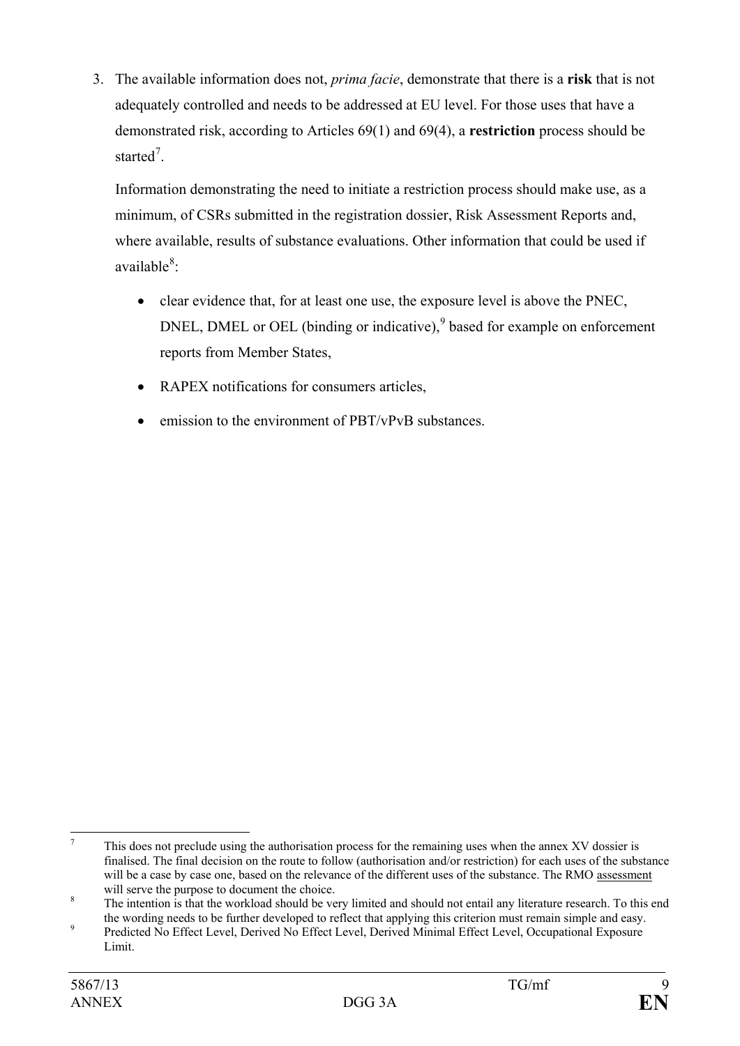3. The available information does not, *prima facie*, demonstrate that there is a **risk** that is not adequately controlled and needs to be addressed at EU level. For those uses that have a demonstrated risk, according to Articles 69(1) and 69(4), a **restriction** process should be started[7].

   Information demonstrating the need to initiate a restriction process should make use, as a minimum, of CSRs submitted in the registration dossier, Risk Assessment Reports and, where available, results of substance evaluations. Other information that could be used if available[8]:

   - clear evidence that, for at least one use, the exposure level is above the PNEC, DNEL, DMEL or OEL (binding or indicative),[9] based for example on enforcement reports from Member States,
   - RAPEX notifications for consumers articles,
   - emission to the environment of PBT/vPvB substances.

---

[7] This does not preclude using the authorisation process for the remaining uses when the annex XV dossier is finalised. The final decision on the route to follow (authorisation and/or restriction) for each uses of the substance will be a case by case one, based on the relevance of the different uses of the substance. The RMO <u>assessment</u> will serve the purpose to document the choice.

[8] The intention is that the workload should be very limited and should not entail any literature research. To this end the wording needs to be further developed to reflect that applying this criterion must remain simple and easy.

[9] Predicted No Effect Level, Derived No Effect Level, Derived Minimal Effect Level, Occupational Exposure Limit.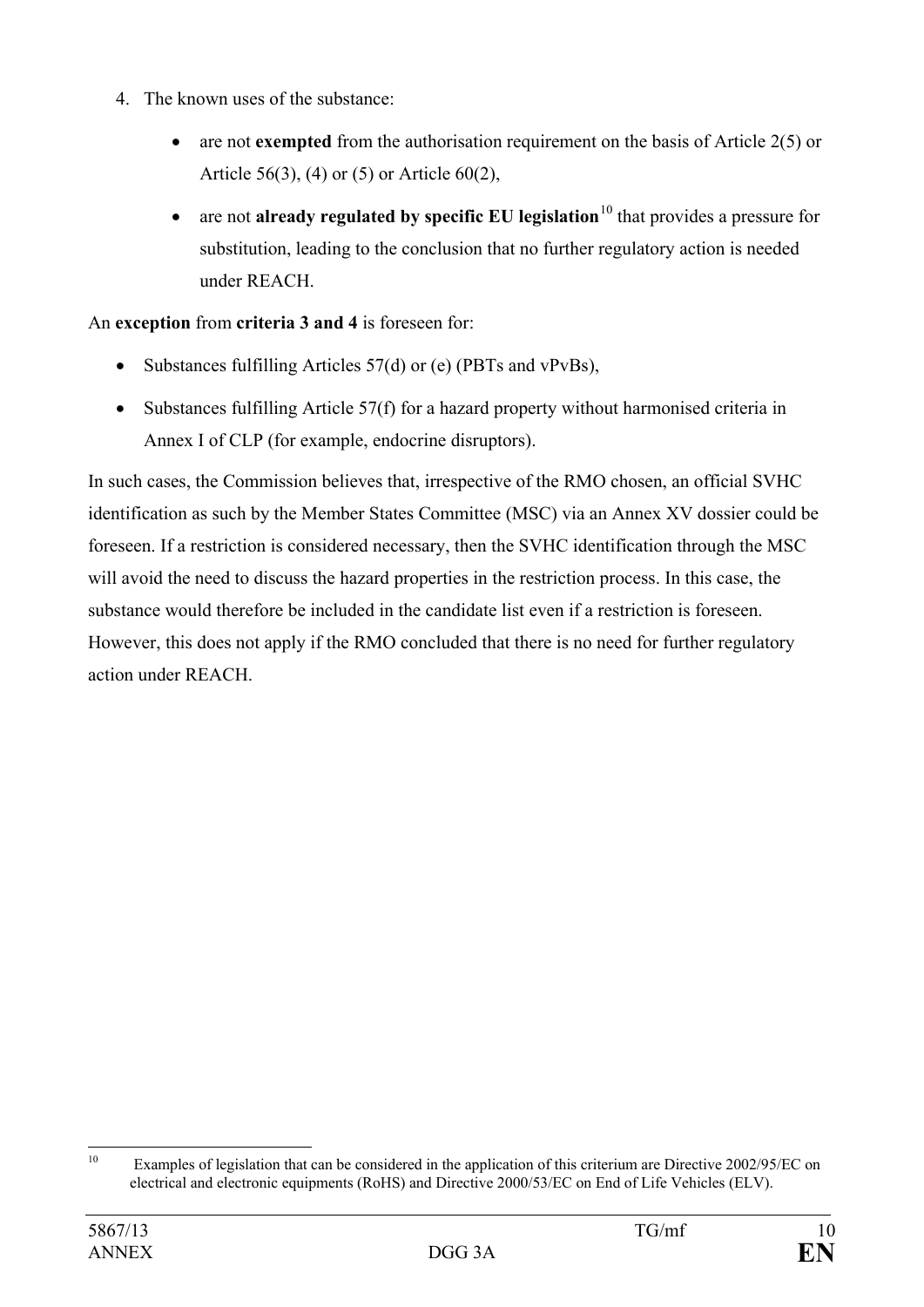4. The known uses of the substance:

    - are not **exempted** from the authorisation requirement on the basis of Article 2(5) or Article 56(3), (4) or (5) or Article 60(2),
    - are not **already regulated by specific EU legislation**[10] that provides a pressure for substitution, leading to the conclusion that no further regulatory action is needed under REACH.

An **exception** from **criteria 3 and 4** is foreseen for:

- Substances fulfilling Articles 57(d) or (e) (PBTs and vPvBs),
- Substances fulfilling Article 57(f) for a hazard property without harmonised criteria in Annex I of CLP (for example, endocrine disruptors).

In such cases, the Commission believes that, irrespective of the RMO chosen, an official SVHC identification as such by the Member States Committee (MSC) via an Annex XV dossier could be foreseen. If a restriction is considered necessary, then the SVHC identification through the MSC will avoid the need to discuss the hazard properties in the restriction process. In this case, the substance would therefore be included in the candidate list even if a restriction is foreseen. However, this does not apply if the RMO concluded that there is no need for further regulatory action under REACH.

---

[10] Examples of legislation that can be considered in the application of this criterium are Directive 2002/95/EC on electrical and electronic equipments (RoHS) and Directive 2000/53/EC on End of Life Vehicles (ELV).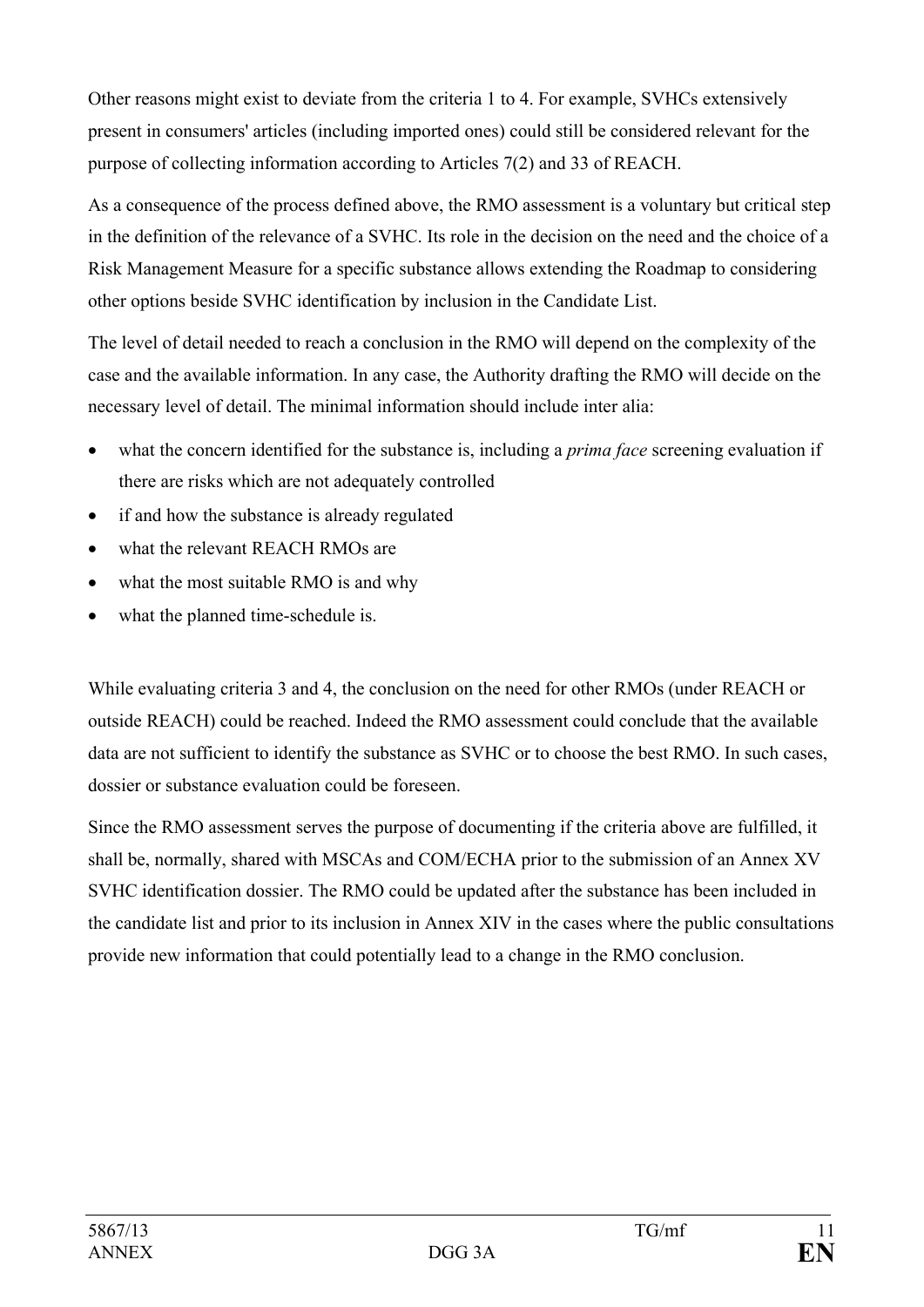Other reasons might exist to deviate from the criteria 1 to 4. For example, SVHCs extensively present in consumers' articles (including imported ones) could still be considered relevant for the purpose of collecting information according to Articles 7(2) and 33 of REACH.

As a consequence of the process defined above, the RMO assessment is a voluntary but critical step in the definition of the relevance of a SVHC. Its role in the decision on the need and the choice of a Risk Management Measure for a specific substance allows extending the Roadmap to considering other options beside SVHC identification by inclusion in the Candidate List.

The level of detail needed to reach a conclusion in the RMO will depend on the complexity of the case and the available information. In any case, the Authority drafting the RMO will decide on the necessary level of detail. The minimal information should include inter alia:

- what the concern identified for the substance is, including a *prima face* screening evaluation if there are risks which are not adequately controlled
- if and how the substance is already regulated
- what the relevant REACH RMOs are
- what the most suitable RMO is and why
- what the planned time-schedule is.

While evaluating criteria 3 and 4, the conclusion on the need for other RMOs (under REACH or outside REACH) could be reached. Indeed the RMO assessment could conclude that the available data are not sufficient to identify the substance as SVHC or to choose the best RMO. In such cases, dossier or substance evaluation could be foreseen.

Since the RMO assessment serves the purpose of documenting if the criteria above are fulfilled, it shall be, normally, shared with MSCAs and COM/ECHA prior to the submission of an Annex XV SVHC identification dossier. The RMO could be updated after the substance has been included in the candidate list and prior to its inclusion in Annex XIV in the cases where the public consultations provide new information that could potentially lead to a change in the RMO conclusion.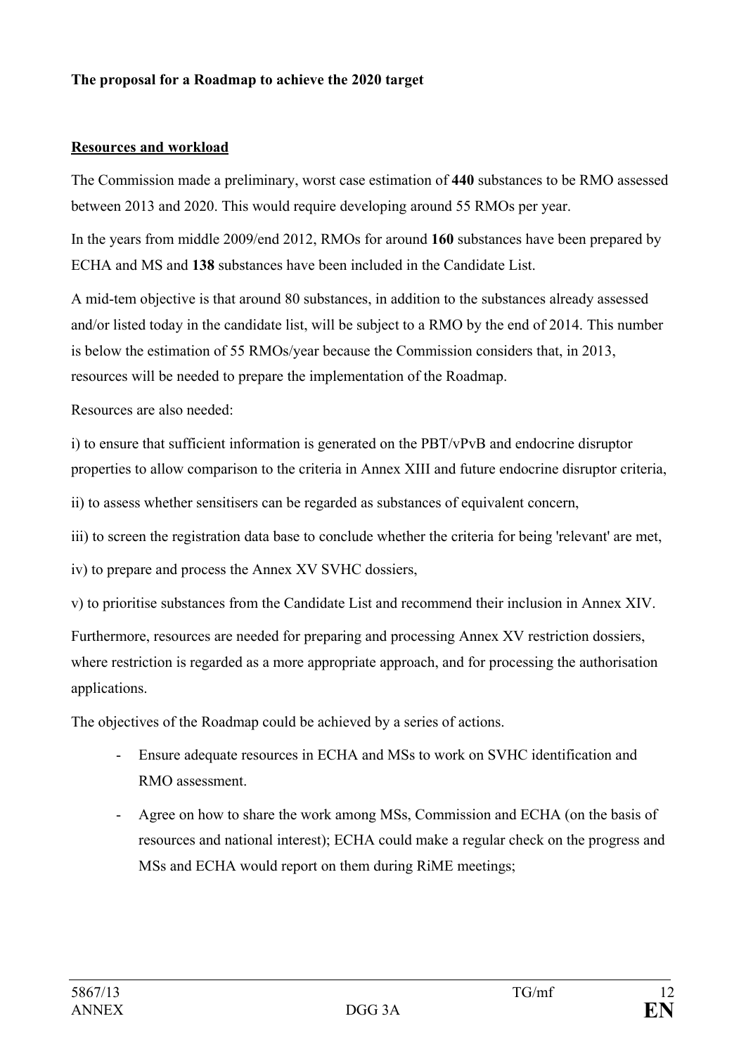**The proposal for a Roadmap to achieve the 2020 target**

**<u>Resources and workload</u>**

The Commission made a preliminary, worst case estimation of **440** substances to be RMO assessed between 2013 and 2020. This would require developing around 55 RMOs per year.

In the years from middle 2009/end 2012, RMOs for around **160** substances have been prepared by ECHA and MS and **138** substances have been included in the Candidate List.

A mid-tem objective is that around 80 substances, in addition to the substances already assessed and/or listed today in the candidate list, will be subject to a RMO by the end of 2014. This number is below the estimation of 55 RMOs/year because the Commission considers that, in 2013, resources will be needed to prepare the implementation of the Roadmap.

Resources are also needed:

i) to ensure that sufficient information is generated on the PBT/vPvB and endocrine disruptor properties to allow comparison to the criteria in Annex XIII and future endocrine disruptor criteria,

ii) to assess whether sensitisers can be regarded as substances of equivalent concern,

iii) to screen the registration data base to conclude whether the criteria for being 'relevant' are met,

iv) to prepare and process the Annex XV SVHC dossiers,

v) to prioritise substances from the Candidate List and recommend their inclusion in Annex XIV.

Furthermore, resources are needed for preparing and processing Annex XV restriction dossiers, where restriction is regarded as a more appropriate approach, and for processing the authorisation applications.

The objectives of the Roadmap could be achieved by a series of actions.

- Ensure adequate resources in ECHA and MSs to work on SVHC identification and RMO assessment.
- Agree on how to share the work among MSs, Commission and ECHA (on the basis of resources and national interest); ECHA could make a regular check on the progress and MSs and ECHA would report on them during RiME meetings;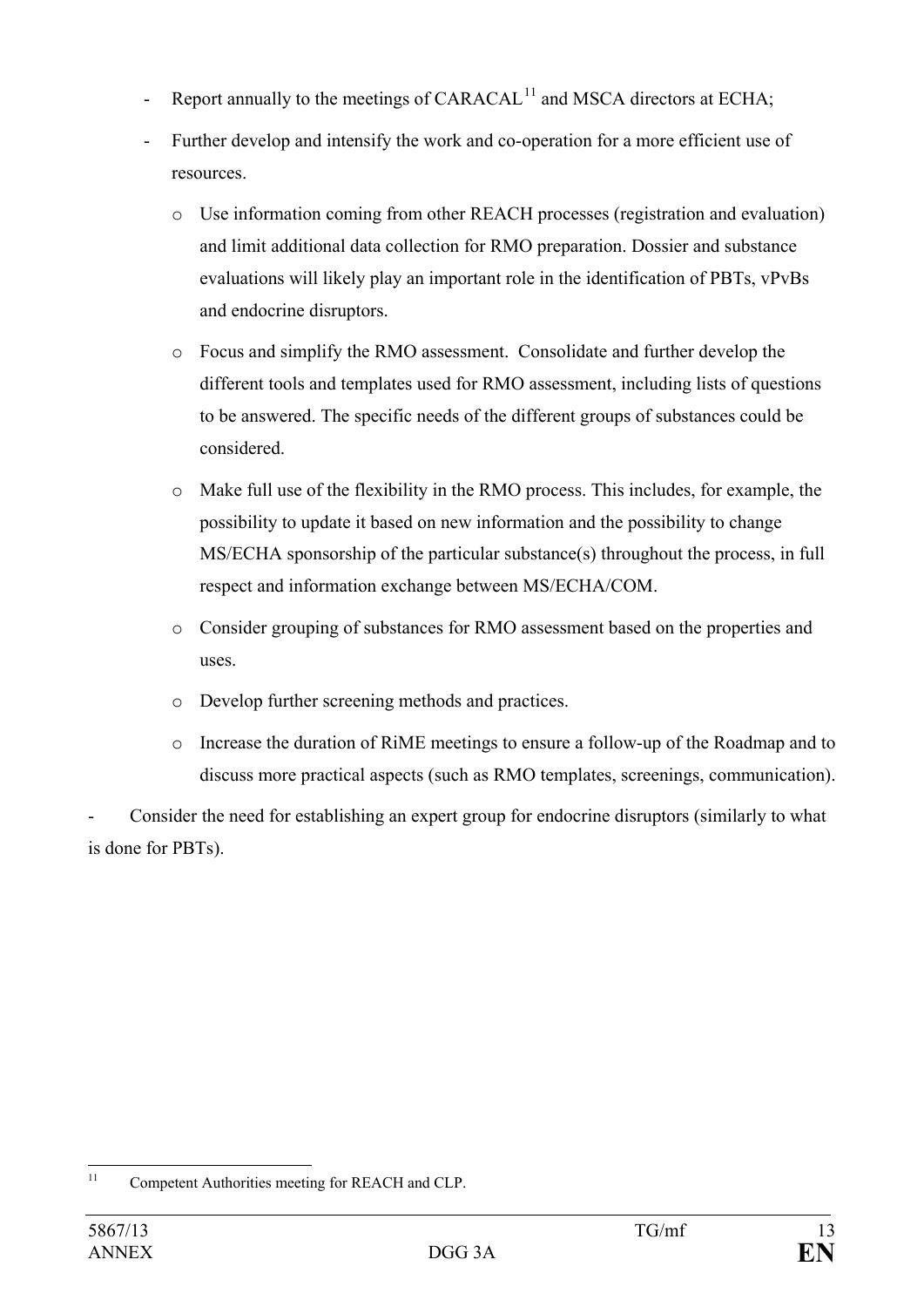- Report annually to the meetings of CARACAL[11] and MSCA directors at ECHA;
- Further develop and intensify the work and co-operation for a more efficient use of resources.
  - Use information coming from other REACH processes (registration and evaluation) and limit additional data collection for RMO preparation. Dossier and substance evaluations will likely play an important role in the identification of PBTs, vPvBs and endocrine disruptors.
  - Focus and simplify the RMO assessment. Consolidate and further develop the different tools and templates used for RMO assessment, including lists of questions to be answered. The specific needs of the different groups of substances could be considered.
  - Make full use of the flexibility in the RMO process. This includes, for example, the possibility to update it based on new information and the possibility to change MS/ECHA sponsorship of the particular substance(s) throughout the process, in full respect and information exchange between MS/ECHA/COM.
  - Consider grouping of substances for RMO assessment based on the properties and uses.
  - Develop further screening methods and practices.
  - Increase the duration of RiME meetings to ensure a follow-up of the Roadmap and to discuss more practical aspects (such as RMO templates, screenings, communication).
- Consider the need for establishing an expert group for endocrine disruptors (similarly to what is done for PBTs).

[11] Competent Authorities meeting for REACH and CLP.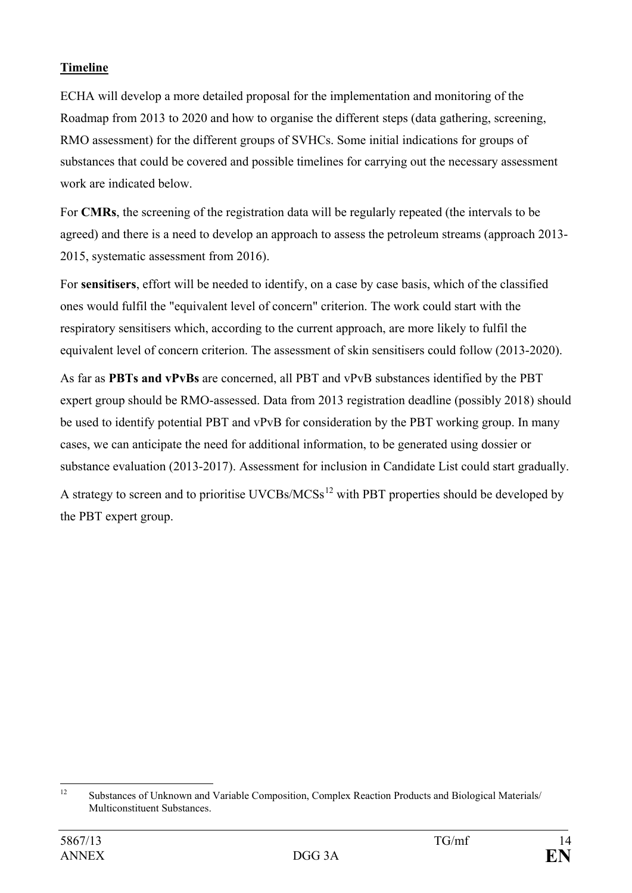**Timeline**

ECHA will develop a more detailed proposal for the implementation and monitoring of the Roadmap from 2013 to 2020 and how to organise the different steps (data gathering, screening, RMO assessment) for the different groups of SVHCs. Some initial indications for groups of substances that could be covered and possible timelines for carrying out the necessary assessment work are indicated below.

For **CMRs**, the screening of the registration data will be regularly repeated (the intervals to be agreed) and there is a need to develop an approach to assess the petroleum streams (approach 2013-2015, systematic assessment from 2016).

For **sensitisers**, effort will be needed to identify, on a case by case basis, which of the classified ones would fulfil the "equivalent level of concern" criterion. The work could start with the respiratory sensitisers which, according to the current approach, are more likely to fulfil the equivalent level of concern criterion. The assessment of skin sensitisers could follow (2013-2020).

As far as **PBTs and vPvBs** are concerned, all PBT and vPvB substances identified by the PBT expert group should be RMO-assessed. Data from 2013 registration deadline (possibly 2018) should be used to identify potential PBT and vPvB for consideration by the PBT working group. In many cases, we can anticipate the need for additional information, to be generated using dossier or substance evaluation (2013-2017). Assessment for inclusion in Candidate List could start gradually.

A strategy to screen and to prioritise UVCBs/MCSs[12] with PBT properties should be developed by the PBT expert group.

---

[12] Substances of Unknown and Variable Composition, Complex Reaction Products and Biological Materials/ Multiconstituent Substances.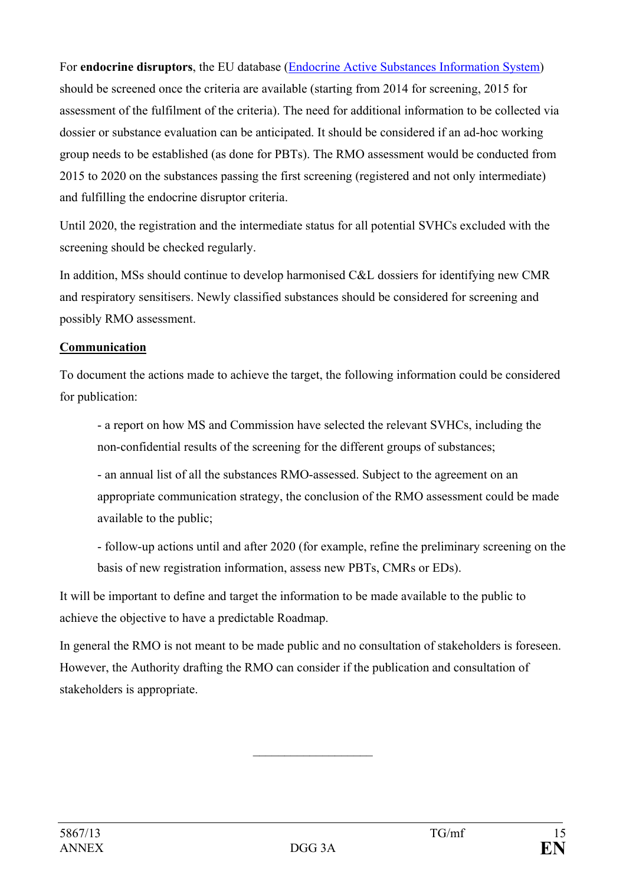For **endocrine disruptors**, the EU database (Endocrine Active Substances Information System) should be screened once the criteria are available (starting from 2014 for screening, 2015 for assessment of the fulfilment of the criteria). The need for additional information to be collected via dossier or substance evaluation can be anticipated. It should be considered if an ad-hoc working group needs to be established (as done for PBTs). The RMO assessment would be conducted from 2015 to 2020 on the substances passing the first screening (registered and not only intermediate) and fulfilling the endocrine disruptor criteria.

Until 2020, the registration and the intermediate status for all potential SVHCs excluded with the screening should be checked regularly.

In addition, MSs should continue to develop harmonised C&L dossiers for identifying new CMR and respiratory sensitisers. Newly classified substances should be considered for screening and possibly RMO assessment.

**Communication**

To document the actions made to achieve the target, the following information could be considered for publication:

- a report on how MS and Commission have selected the relevant SVHCs, including the non-confidential results of the screening for the different groups of substances;

- an annual list of all the substances RMO-assessed. Subject to the agreement on an appropriate communication strategy, the conclusion of the RMO assessment could be made available to the public;

- follow-up actions until and after 2020 (for example, refine the preliminary screening on the basis of new registration information, assess new PBTs, CMRs or EDs).

It will be important to define and target the information to be made available to the public to achieve the objective to have a predictable Roadmap.

In general the RMO is not meant to be made public and no consultation of stakeholders is foreseen. However, the Authority drafting the RMO can consider if the publication and consultation of stakeholders is appropriate.